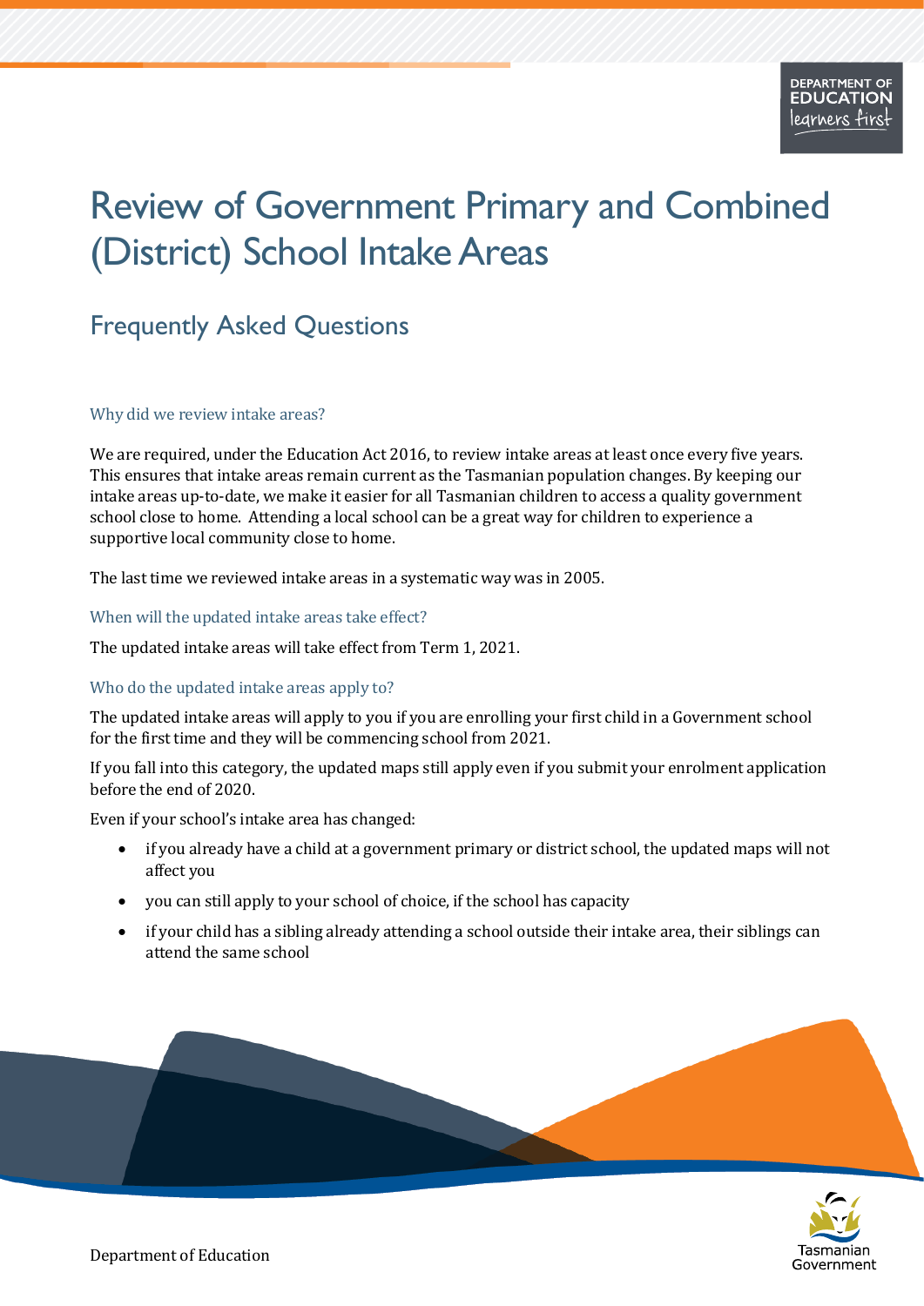# Review of Government Primary and Combined (District) School Intake Areas

## Frequently Asked Questions

### Why did we review intake areas?

We are required, under the Education Act 2016, to review intake areas at least once every five years. This ensures that intake areas remain current as the Tasmanian population changes. By keeping our intake areas up-to-date, we make it easier for all Tasmanian children to access a quality government school close to home. Attending a local school can be a great way for children to experience a supportive local community close to home.

The last time we reviewed intake areas in a systematic way was in 2005.

### When will the updated intake areas take effect?

The updated intake areas will take effect from Term 1, 2021.

### Who do the updated intake areas apply to?

The updated intake areas will apply to you if you are enrolling your first child in a Government school for the first time and they will be commencing school from 2021.

If you fall into this category, the updated maps still apply even if you submit your enrolment application before the end of 2020.

Even if your school's intake area has changed:

- if you already have a child at a government primary or district school, the updated maps will not affect you
- you can still apply to your school of choice, if the school has capacity
- if your child has a sibling already attending a school outside their intake area, their siblings can attend the same school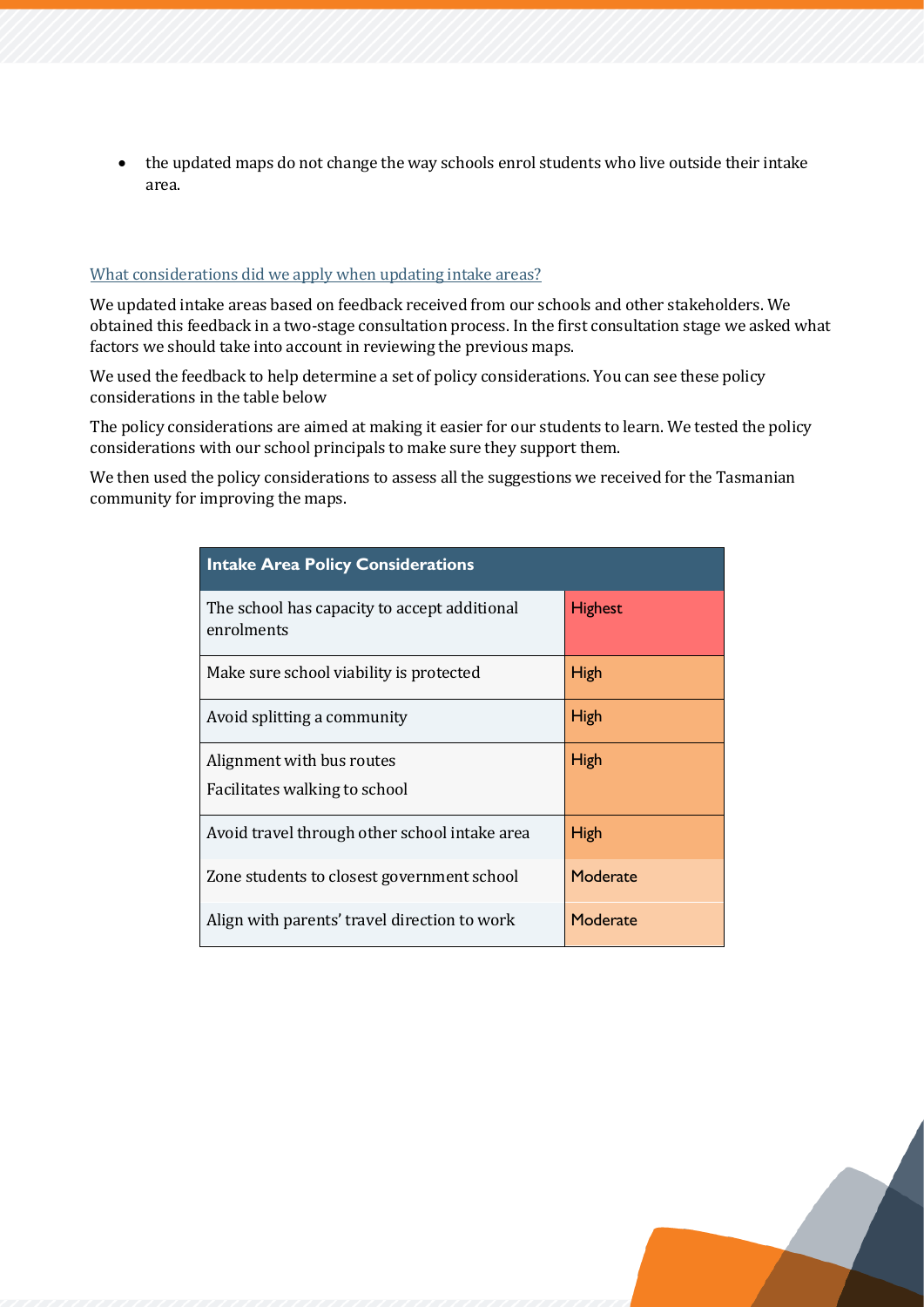- the updated maps do not change the way schools enrol students who live outside their intake area.

## What considerations did we apply when updating intake areas?

We updated intake areas based on feedback received from our schools and other stakeholders. We obtained this feedback in a two-stage consultation process. In the first consultation stage we asked what factors we should take into account in reviewing the previous maps.

We used the feedback to help determine a set of policy considerations. You can see these policy considerations in the table below

The policy considerations are aimed at making it easier for our students to learn. We tested the policy considerations with our school principals to make sure they support them.

We then used the policy considerations to assess all the suggestions we received for the Tasmanian community for improving the maps.

| Intake Area Policy Considerations | |
|---|---|
| The school has capacity to accept additional enrolments | Highest |
| Make sure school viability is protected | High |
| Avoid splitting a community | High |
| Alignment with bus routes<br>Facilitates walking to school | High |
| Avoid travel through other school intake area | High |
| Zone students to closest government school | Moderate |
| Align with parents' travel direction to work | Moderate |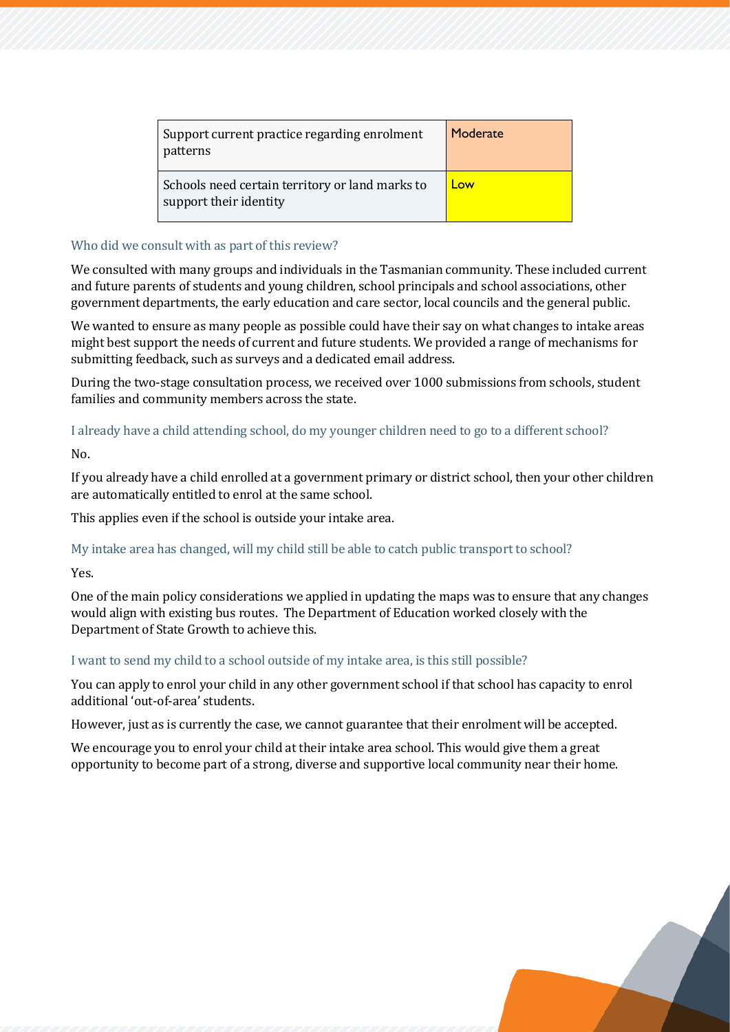| Support current practice regarding enrolment patterns | Moderate |
| --- | --- |
| Schools need certain territory or land marks to support their identity | Low |

### Who did we consult with as part of this review?

We consulted with many groups and individuals in the Tasmanian community. These included current and future parents of students and young children, school principals and school associations, other government departments, the early education and care sector, local councils and the general public.

We wanted to ensure as many people as possible could have their say on what changes to intake areas might best support the needs of current and future students. We provided a range of mechanisms for submitting feedback, such as surveys and a dedicated email address.

During the two-stage consultation process, we received over 1000 submissions from schools, student families and community members across the state.

### I already have a child attending school, do my younger children need to go to a different school?

No.

If you already have a child enrolled at a government primary or district school, then your other children are automatically entitled to enrol at the same school.

This applies even if the school is outside your intake area.

### My intake area has changed, will my child still be able to catch public transport to school?

Yes.

One of the main policy considerations we applied in updating the maps was to ensure that any changes would align with existing bus routes. The Department of Education worked closely with the Department of State Growth to achieve this.

### I want to send my child to a school outside of my intake area, is this still possible?

You can apply to enrol your child in any other government school if that school has capacity to enrol additional 'out-of-area' students.

However, just as is currently the case, we cannot guarantee that their enrolment will be accepted.

We encourage you to enrol your child at their intake area school. This would give them a great opportunity to become part of a strong, diverse and supportive local community near their home.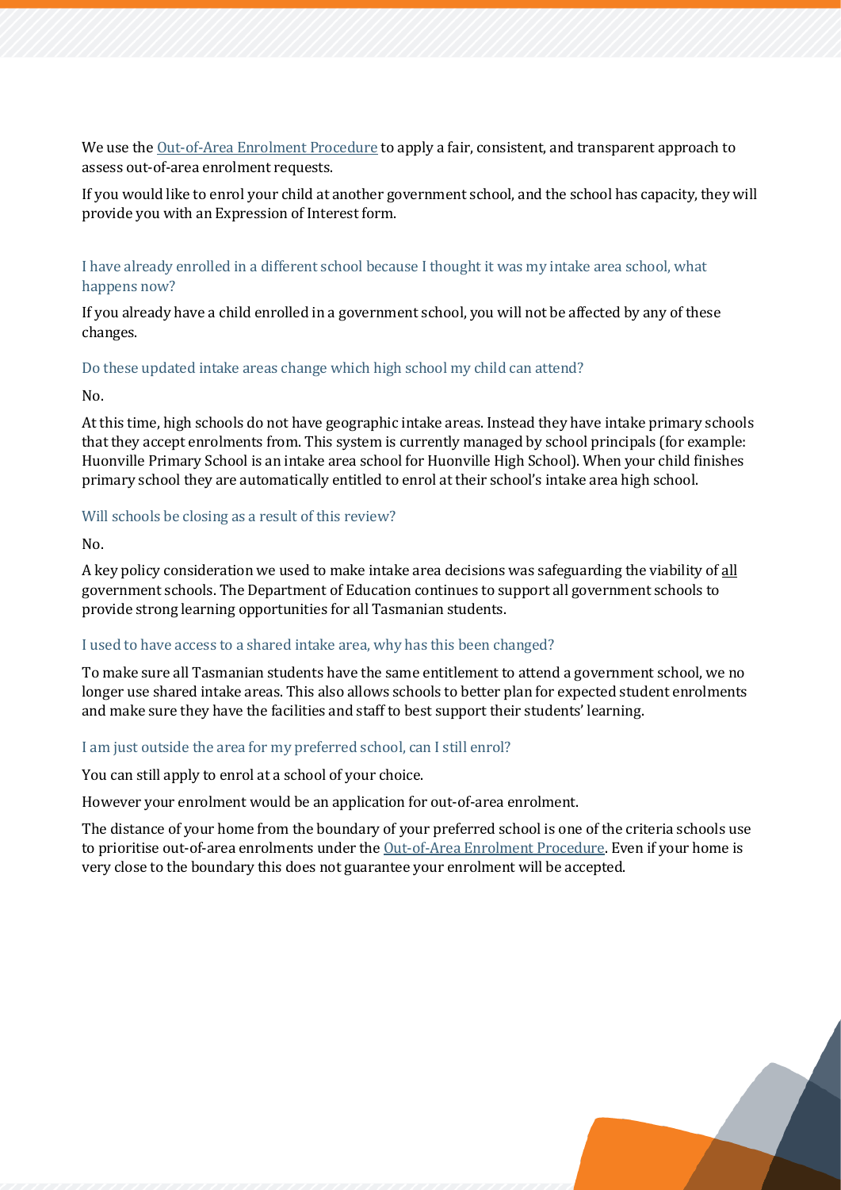We use the [Out-of-Area Enrolment Procedure](#) to apply a fair, consistent, and transparent approach to assess out-of-area enrolment requests.

If you would like to enrol your child at another government school, and the school has capacity, they will provide you with an Expression of Interest form.

### I have already enrolled in a different school because I thought it was my intake area school, what happens now?

If you already have a child enrolled in a government school, you will not be affected by any of these changes.

### Do these updated intake areas change which high school my child can attend?

No.

At this time, high schools do not have geographic intake areas. Instead they have intake primary schools that they accept enrolments from. This system is currently managed by school principals (for example: Huonville Primary School is an intake area school for Huonville High School). When your child finishes primary school they are automatically entitled to enrol at their school's intake area high school.

### Will schools be closing as a result of this review?

No.

A key policy consideration we used to make intake area decisions was safeguarding the viability of all government schools. The Department of Education continues to support all government schools to provide strong learning opportunities for all Tasmanian students.

### I used to have access to a shared intake area, why has this been changed?

To make sure all Tasmanian students have the same entitlement to attend a government school, we no longer use shared intake areas. This also allows schools to better plan for expected student enrolments and make sure they have the facilities and staff to best support their students' learning.

### I am just outside the area for my preferred school, can I still enrol?

You can still apply to enrol at a school of your choice.

However your enrolment would be an application for out-of-area enrolment.

The distance of your home from the boundary of your preferred school is one of the criteria schools use to prioritise out-of-area enrolments under the [Out-of-Area Enrolment Procedure](#). Even if your home is very close to the boundary this does not guarantee your enrolment will be accepted.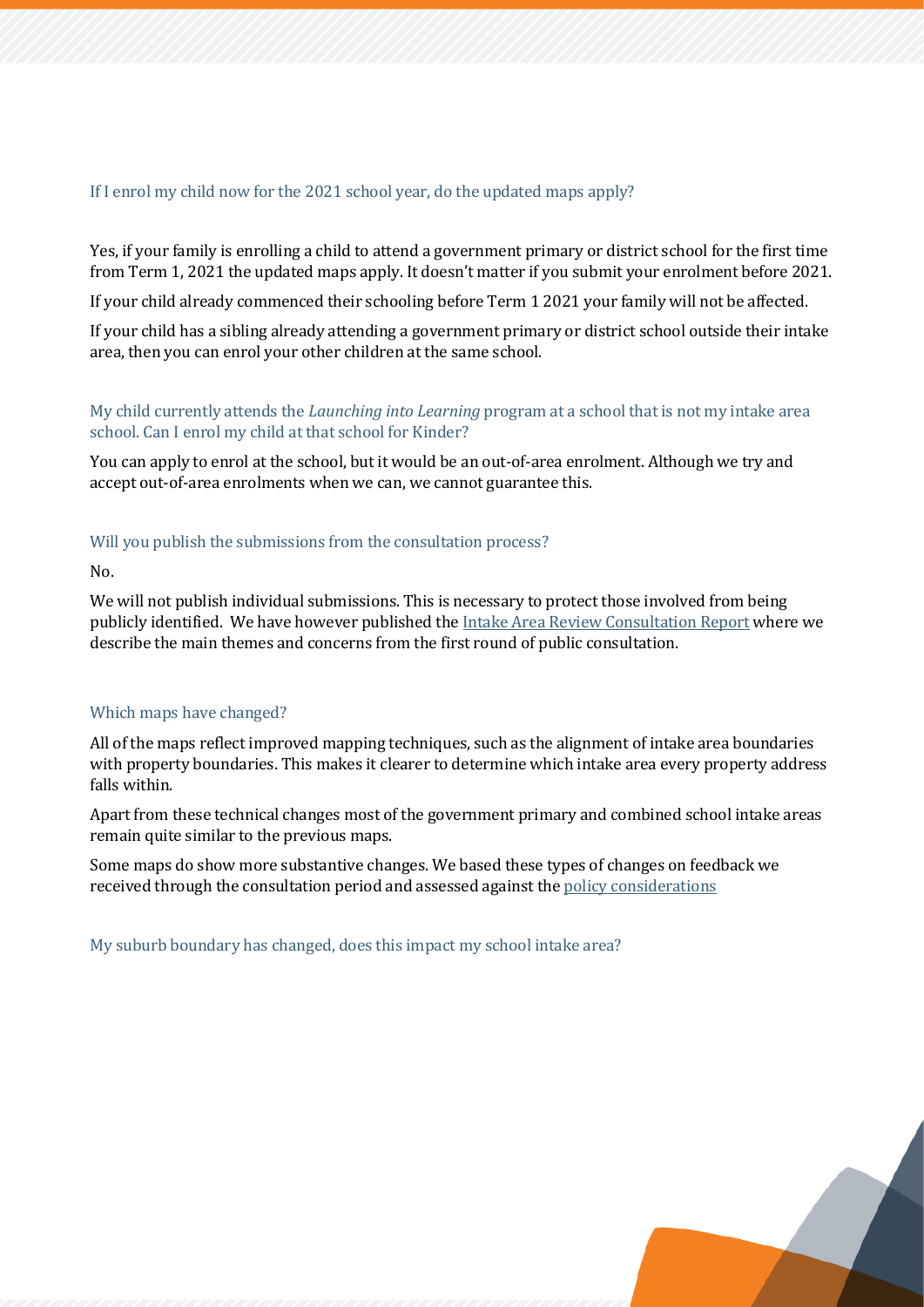### If I enrol my child now for the 2021 school year, do the updated maps apply?

Yes, if your family is enrolling a child to attend a government primary or district school for the first time from Term 1, 2021 the updated maps apply. It doesn't matter if you submit your enrolment before 2021.

If your child already commenced their schooling before Term 1 2021 your family will not be affected.

If your child has a sibling already attending a government primary or district school outside their intake area, then you can enrol your other children at the same school.

### My child currently attends the *Launching into Learning* program at a school that is not my intake area school. Can I enrol my child at that school for Kinder?

You can apply to enrol at the school, but it would be an out-of-area enrolment. Although we try and accept out-of-area enrolments when we can, we cannot guarantee this.

### Will you publish the submissions from the consultation process?

No.

We will not publish individual submissions. This is necessary to protect those involved from being publicly identified. We have however published the Intake Area Review Consultation Report where we describe the main themes and concerns from the first round of public consultation.

### Which maps have changed?

All of the maps reflect improved mapping techniques, such as the alignment of intake area boundaries with property boundaries. This makes it clearer to determine which intake area every property address falls within.

Apart from these technical changes most of the government primary and combined school intake areas remain quite similar to the previous maps.

Some maps do show more substantive changes. We based these types of changes on feedback we received through the consultation period and assessed against the policy considerations

### My suburb boundary has changed, does this impact my school intake area?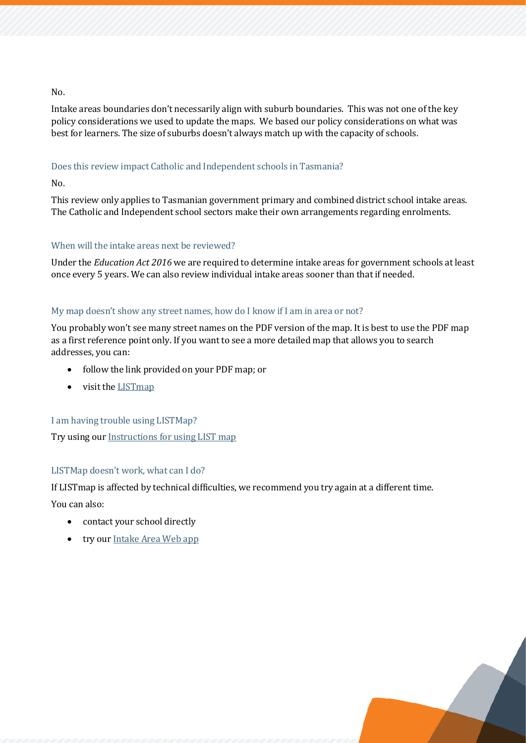No.

Intake areas boundaries don't necessarily align with suburb boundaries. This was not one of the key policy considerations we used to update the maps. We based our policy considerations on what was best for learners. The size of suburbs doesn't always match up with the capacity of schools.

### Does this review impact Catholic and Independent schools in Tasmania?

No.

This review only applies to Tasmanian government primary and combined district school intake areas. The Catholic and Independent school sectors make their own arrangements regarding enrolments.

### When will the intake areas next be reviewed?

Under the *Education Act 2016* we are required to determine intake areas for government schools at least once every 5 years. We can also review individual intake areas sooner than that if needed.

### My map doesn't show any street names, how do I know if I am in area or not?

You probably won't see many street names on the PDF version of the map. It is best to use the PDF map as a first reference point only. If you want to see a more detailed map that allows you to search addresses, you can:

- follow the link provided on your PDF map; or
- visit the LISTmap

### I am having trouble using LISTMap?

Try using our Instructions for using LIST map

### LISTMap doesn't work, what can I do?

If LISTmap is affected by technical difficulties, we recommend you try again at a different time.

You can also:

- contact your school directly
- try our Intake Area Web app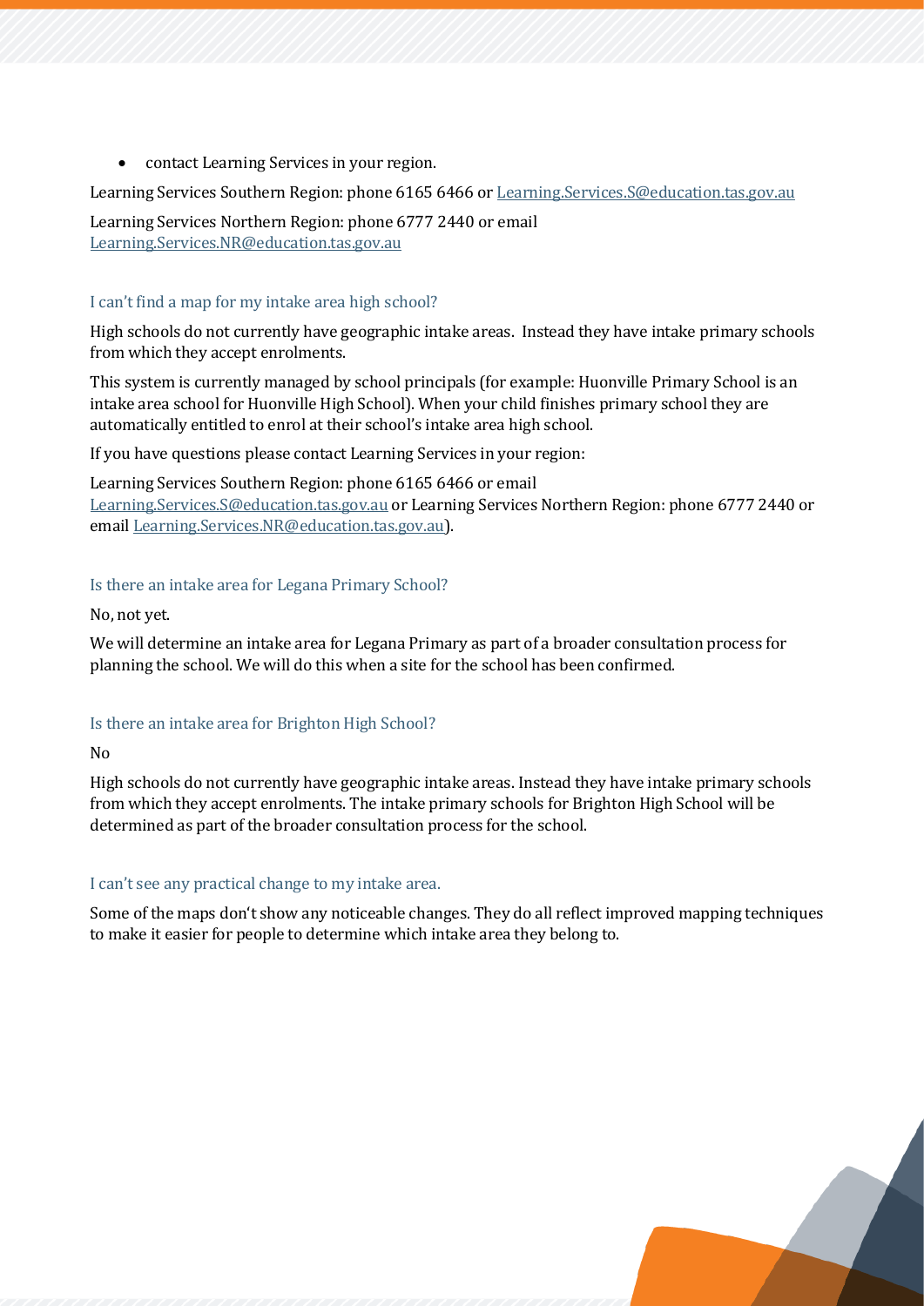- contact Learning Services in your region.

Learning Services Southern Region: phone 6165 6466 or Learning.Services.S@education.tas.gov.au

Learning Services Northern Region: phone 6777 2440 or email Learning.Services.NR@education.tas.gov.au

### I can't find a map for my intake area high school?

High schools do not currently have geographic intake areas. Instead they have intake primary schools from which they accept enrolments.

This system is currently managed by school principals (for example: Huonville Primary School is an intake area school for Huonville High School). When your child finishes primary school they are automatically entitled to enrol at their school's intake area high school.

If you have questions please contact Learning Services in your region:

Learning Services Southern Region: phone 6165 6466 or email Learning.Services.S@education.tas.gov.au or Learning Services Northern Region: phone 6777 2440 or email Learning.Services.NR@education.tas.gov.au).

### Is there an intake area for Legana Primary School?

No, not yet.

We will determine an intake area for Legana Primary as part of a broader consultation process for planning the school. We will do this when a site for the school has been confirmed.

### Is there an intake area for Brighton High School?

No

High schools do not currently have geographic intake areas. Instead they have intake primary schools from which they accept enrolments. The intake primary schools for Brighton High School will be determined as part of the broader consultation process for the school.

### I can't see any practical change to my intake area.

Some of the maps don't show any noticeable changes. They do all reflect improved mapping techniques to make it easier for people to determine which intake area they belong to.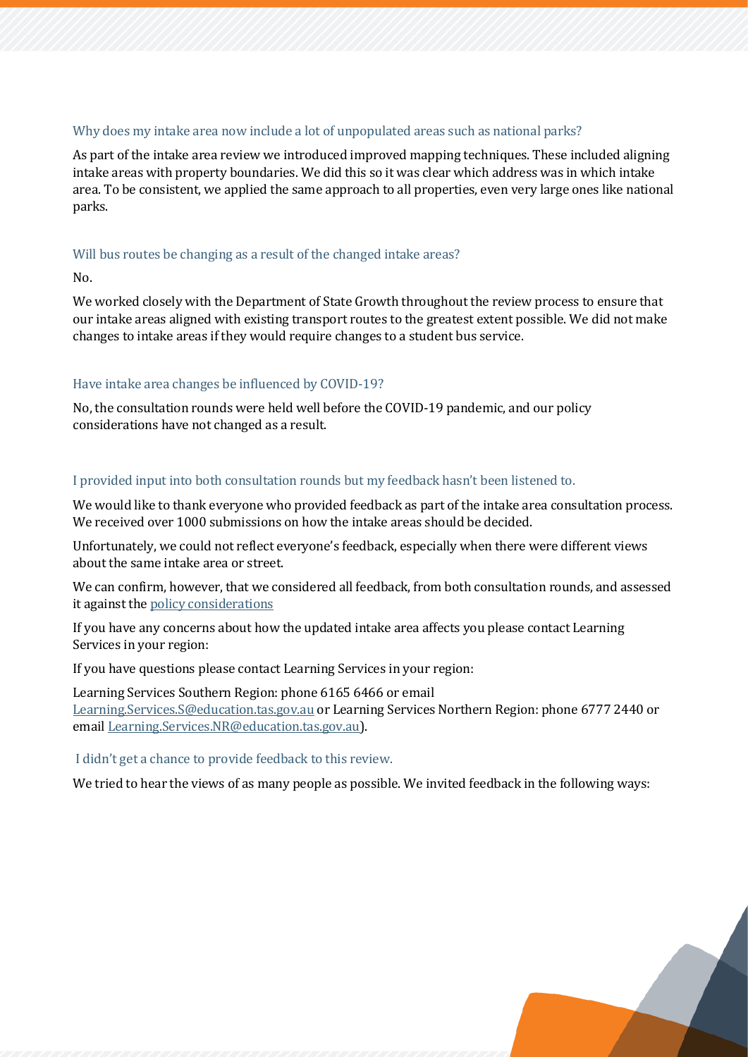### Why does my intake area now include a lot of unpopulated areas such as national parks?

As part of the intake area review we introduced improved mapping techniques. These included aligning intake areas with property boundaries. We did this so it was clear which address was in which intake area. To be consistent, we applied the same approach to all properties, even very large ones like national parks.

### Will bus routes be changing as a result of the changed intake areas?

No.

We worked closely with the Department of State Growth throughout the review process to ensure that our intake areas aligned with existing transport routes to the greatest extent possible. We did not make changes to intake areas if they would require changes to a student bus service.

### Have intake area changes be influenced by COVID-19?

No, the consultation rounds were held well before the COVID-19 pandemic, and our policy considerations have not changed as a result.

### I provided input into both consultation rounds but my feedback hasn't been listened to.

We would like to thank everyone who provided feedback as part of the intake area consultation process. We received over 1000 submissions on how the intake areas should be decided.

Unfortunately, we could not reflect everyone's feedback, especially when there were different views about the same intake area or street.

We can confirm, however, that we considered all feedback, from both consultation rounds, and assessed it against the policy considerations

If you have any concerns about how the updated intake area affects you please contact Learning Services in your region:

If you have questions please contact Learning Services in your region:

Learning Services Southern Region: phone 6165 6466 or email Learning.Services.S@education.tas.gov.au or Learning Services Northern Region: phone 6777 2440 or email Learning.Services.NR@education.tas.gov.au).

### I didn't get a chance to provide feedback to this review.

We tried to hear the views of as many people as possible. We invited feedback in the following ways: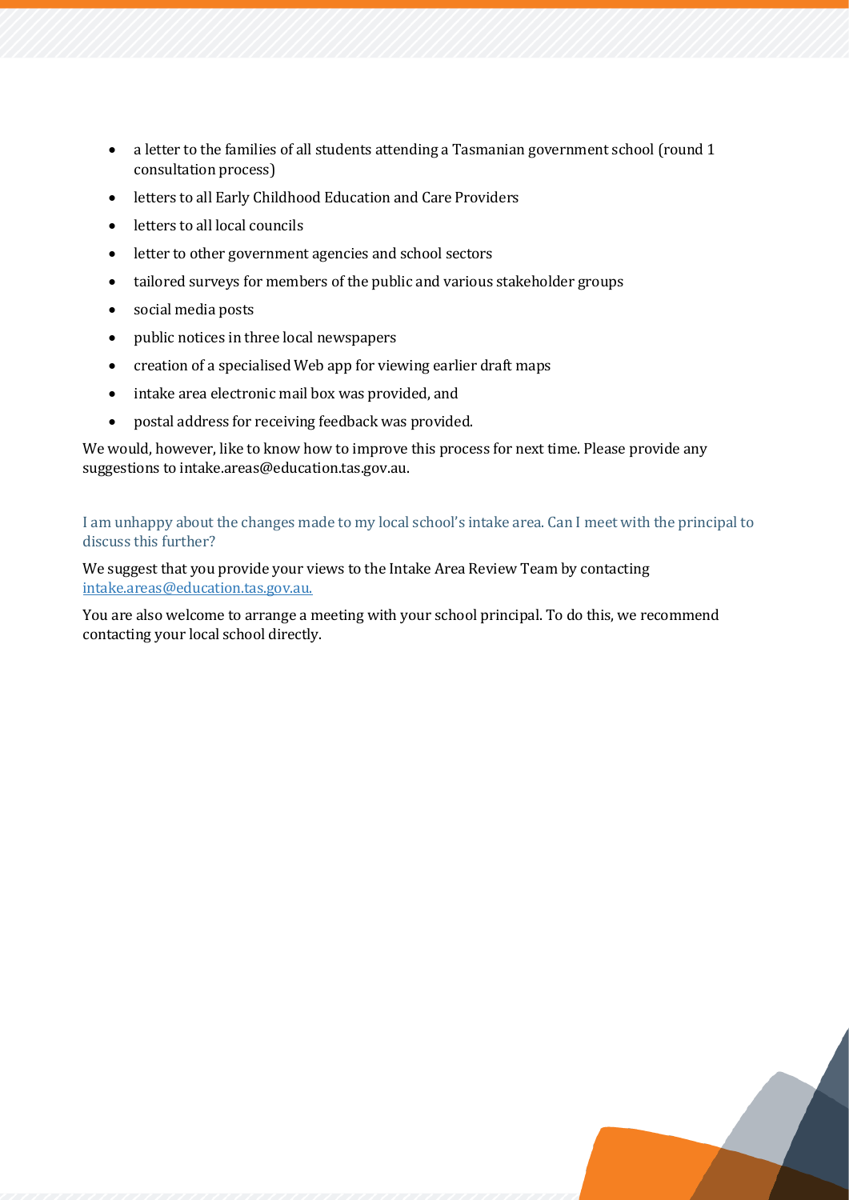- a letter to the families of all students attending a Tasmanian government school (round 1 consultation process)
- letters to all Early Childhood Education and Care Providers
- letters to all local councils
- letter to other government agencies and school sectors
- tailored surveys for members of the public and various stakeholder groups
- social media posts
- public notices in three local newspapers
- creation of a specialised Web app for viewing earlier draft maps
- intake area electronic mail box was provided, and
- postal address for receiving feedback was provided.

We would, however, like to know how to improve this process for next time. Please provide any suggestions to intake.areas@education.tas.gov.au.

### I am unhappy about the changes made to my local school's intake area. Can I meet with the principal to discuss this further?

We suggest that you provide your views to the Intake Area Review Team by contacting intake.areas@education.tas.gov.au.

You are also welcome to arrange a meeting with your school principal. To do this, we recommend contacting your local school directly.